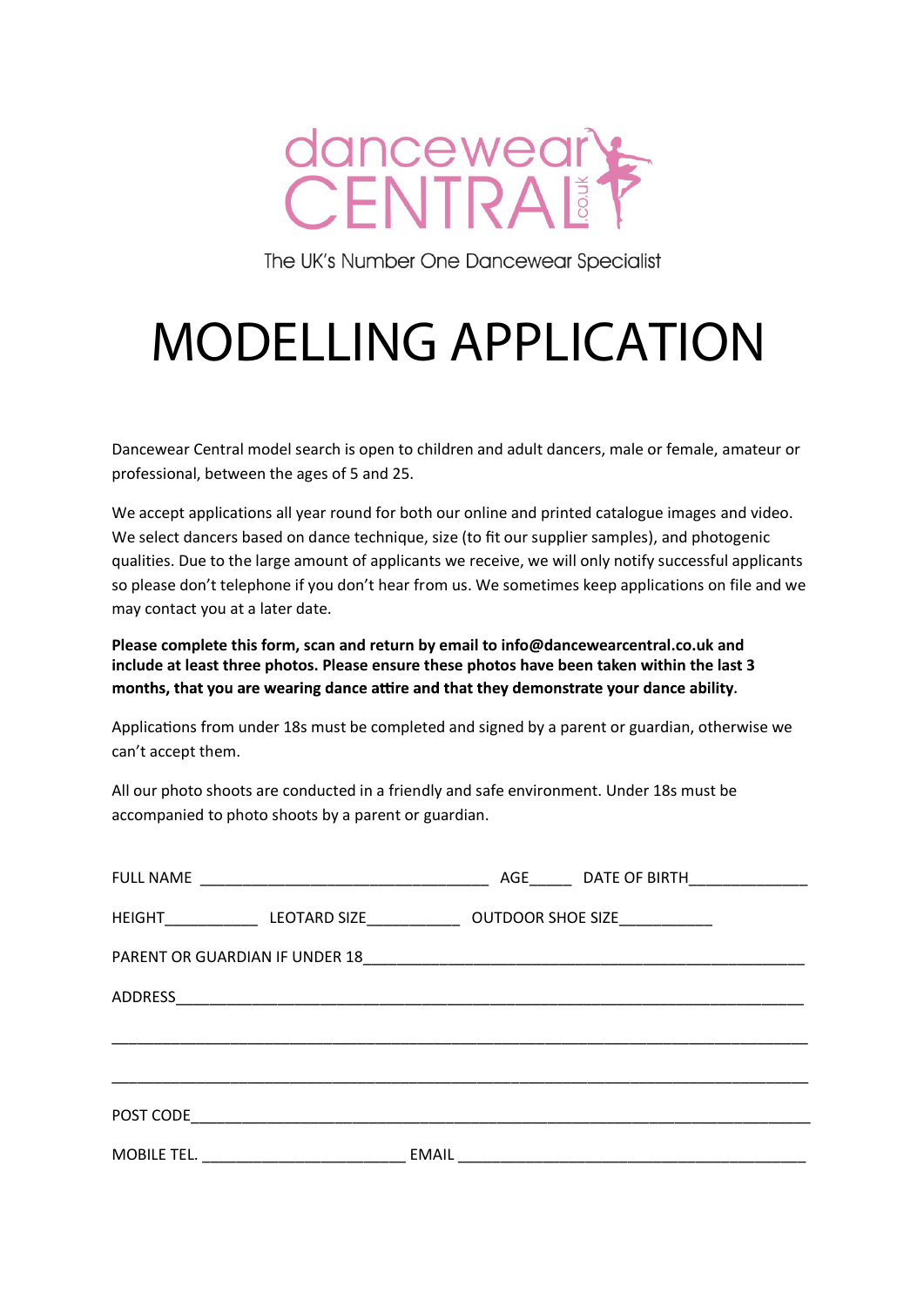dancewear CENTRAL co.uk

The UK's Number One Dancewear Specialist

# MODELLING APPLICATION

Dancewear Central model search is open to children and adult dancers, male or female, amateur or professional, between the ages of 5 and 25.

We accept applications all year round for both our online and printed catalogue images and video. We select dancers based on dance technique, size (to fit our supplier samples), and photogenic qualities. Due to the large amount of applicants we receive, we will only notify successful applicants so please don't telephone if you don't hear from us. We sometimes keep applications on file and we may contact you at a later date.

**Please complete this form, scan and return by email to info@dancewearcentral.co.uk and include at least three photos. Please ensure these photos have been taken within the last 3 months, that you are wearing dance attire and that they demonstrate your dance ability.**

Applications from under 18s must be completed and signed by a parent or guardian, otherwise we can't accept them.

All our photo shoots are conducted in a friendly and safe environment. Under 18s must be accompanied to photo shoots by a parent or guardian.

FULL NAME ________________________________ AGE_____ DATE OF BIRTH______________

HEIGHT___________ LEOTARD SIZE___________ OUTDOOR SHOE SIZE___________

PARENT OR GUARDIAN IF UNDER 18____________________________________________________

ADDRESS___________________________________________________________________________

__________________________________________________________________________________

__________________________________________________________________________________

POST CODE_________________________________________________________________________

MOBILE TEL. ________________________ EMAIL __________________________________________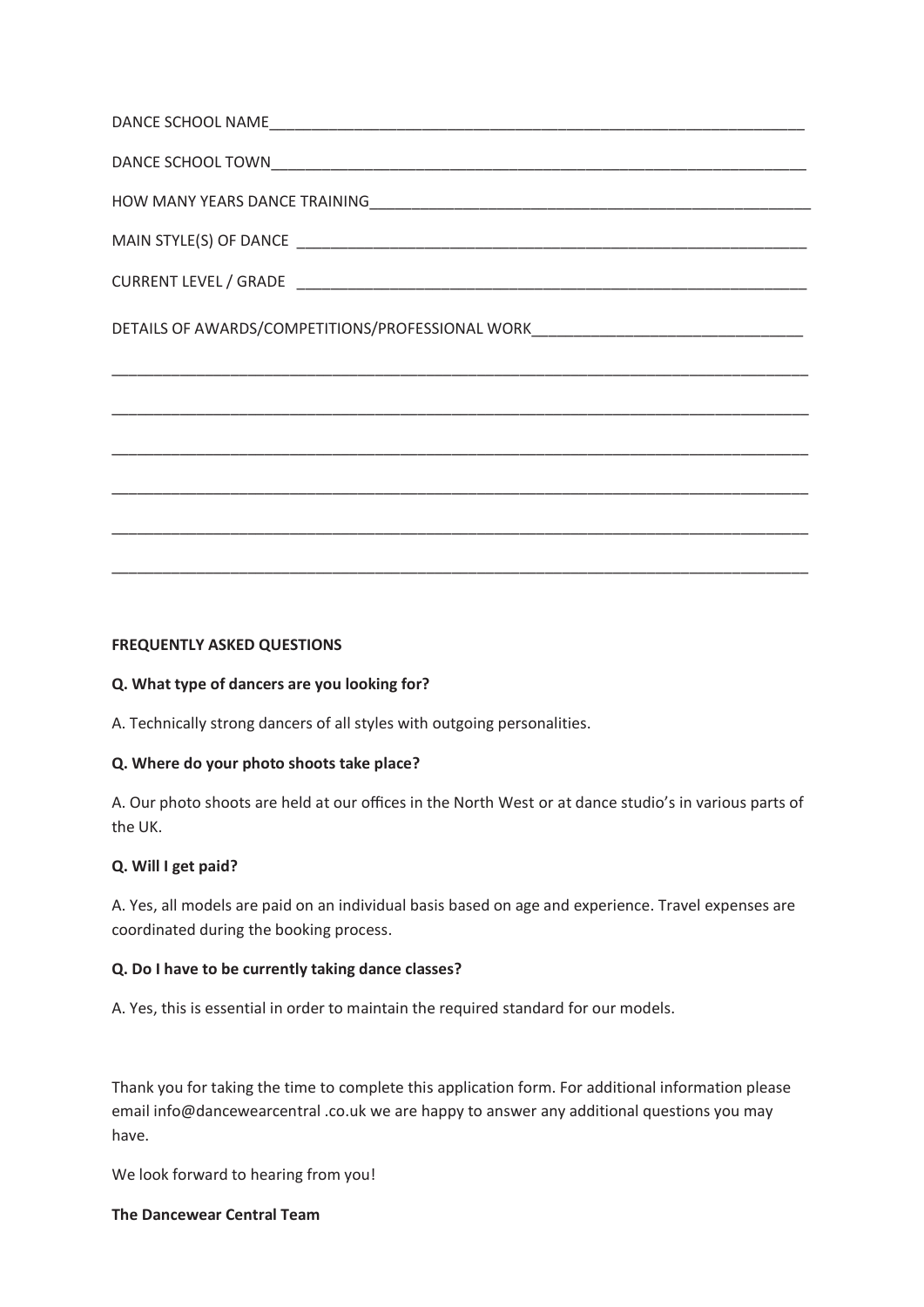DANCE SCHOOL NAME________________________________________________________________

DANCE SCHOOL TOWN________________________________________________________________

HOW MANY YEARS DANCE TRAINING____________________________________________________

MAIN STYLE(S) OF DANCE ___________________________________________________________

CURRENT LEVEL / GRADE ___________________________________________________________

DETAILS OF AWARDS/COMPETITIONS/PROFESSIONAL WORK_________________________________

_______________________________________________________________________________

_______________________________________________________________________________

_______________________________________________________________________________

_______________________________________________________________________________

_______________________________________________________________________________

_______________________________________________________________________________

**FREQUENTLY ASKED QUESTIONS**

**Q. What type of dancers are you looking for?**

A. Technically strong dancers of all styles with outgoing personalities.

**Q. Where do your photo shoots take place?**

A. Our photo shoots are held at our offices in the North West or at dance studio's in various parts of the UK.

**Q. Will I get paid?**

A. Yes, all models are paid on an individual basis based on age and experience. Travel expenses are coordinated during the booking process.

**Q. Do I have to be currently taking dance classes?**

A. Yes, this is essential in order to maintain the required standard for our models.

Thank you for taking the time to complete this application form. For additional information please email info@dancewearcentral .co.uk we are happy to answer any additional questions you may have.

We look forward to hearing from you!

**The Dancewear Central Team**